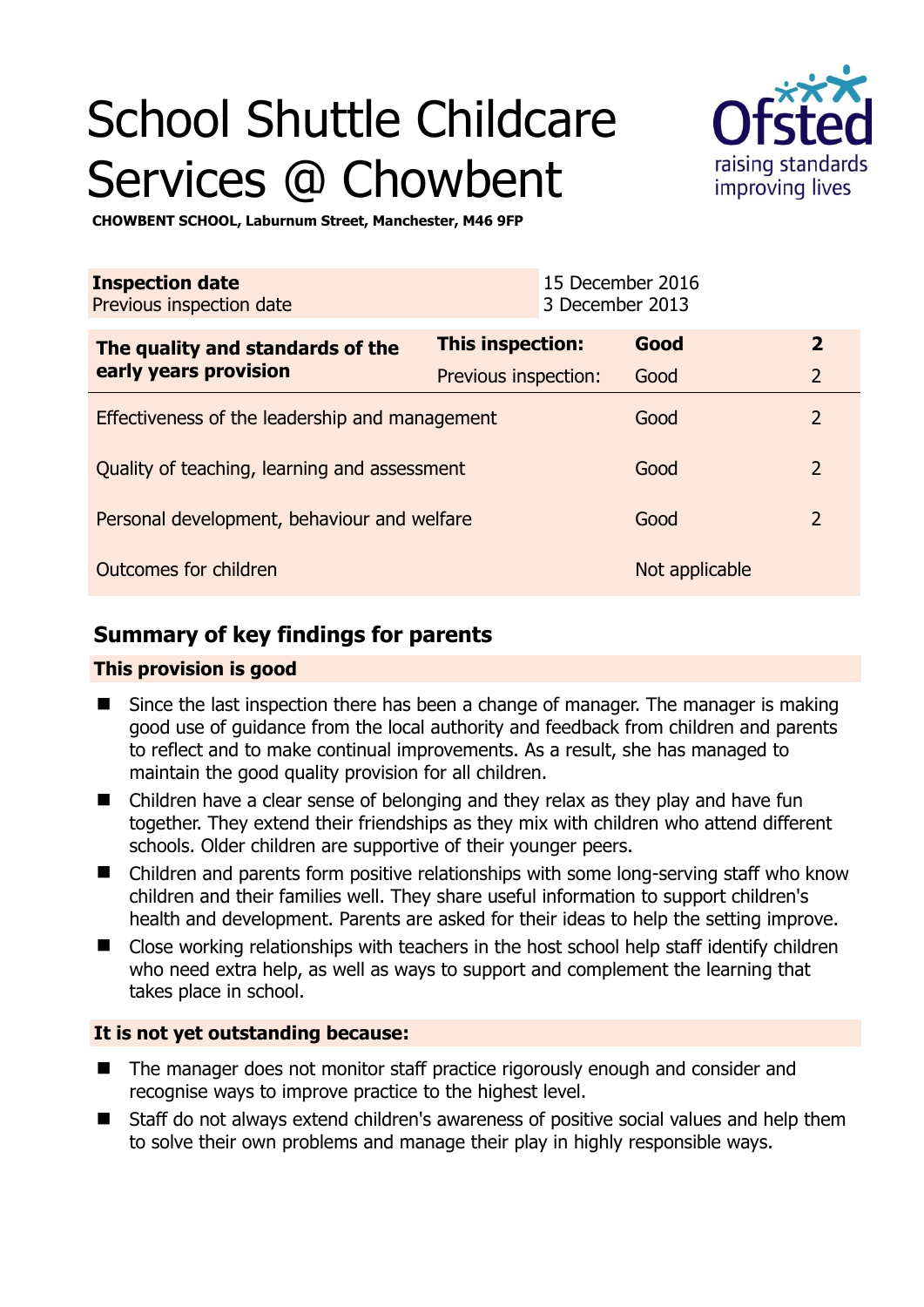# School Shuttle Childcare Services @ Chowbent

**CHOWBENT SCHOOL, Laburnum Street, Manchester, M46 9FP**

| **Inspection date** | 15 December 2016 |
|---|---|
| Previous inspection date | 3 December 2013 |

| **The quality and standards of the early years provision** | **This inspection:** | **Good** | **2** |
|---|---|---|---|
| | Previous inspection: | Good | 2 |
| Effectiveness of the leadership and management | | Good | 2 |
| Quality of teaching, learning and assessment | | Good | 2 |
| Personal development, behaviour and welfare | | Good | 2 |
| Outcomes for children | | Not applicable | |

## Summary of key findings for parents

**This provision is good**

- Since the last inspection there has been a change of manager. The manager is making good use of guidance from the local authority and feedback from children and parents to reflect and to make continual improvements. As a result, she has managed to maintain the good quality provision for all children.
- Children have a clear sense of belonging and they relax as they play and have fun together. They extend their friendships as they mix with children who attend different schools. Older children are supportive of their younger peers.
- Children and parents form positive relationships with some long-serving staff who know children and their families well. They share useful information to support children's health and development. Parents are asked for their ideas to help the setting improve.
- Close working relationships with teachers in the host school help staff identify children who need extra help, as well as ways to support and complement the learning that takes place in school.

**It is not yet outstanding because:**

- The manager does not monitor staff practice rigorously enough and consider and recognise ways to improve practice to the highest level.
- Staff do not always extend children's awareness of positive social values and help them to solve their own problems and manage their play in highly responsible ways.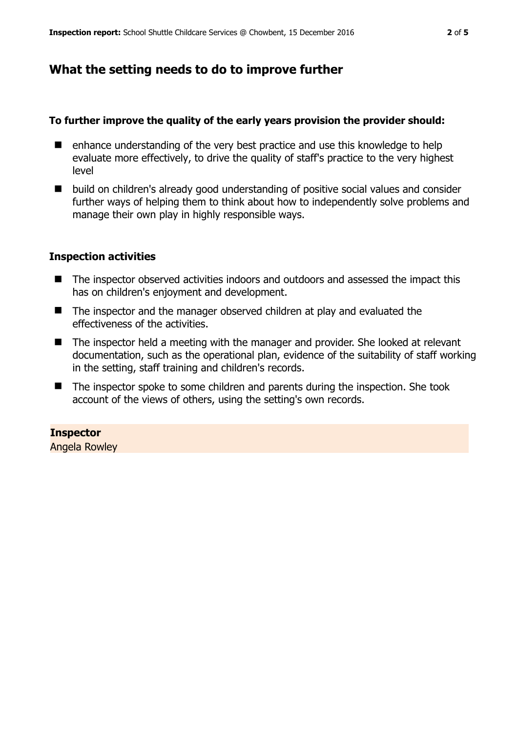## What the setting needs to do to improve further

**To further improve the quality of the early years provision the provider should:**

- enhance understanding of the very best practice and use this knowledge to help evaluate more effectively, to drive the quality of staff's practice to the very highest level
- build on children's already good understanding of positive social values and consider further ways of helping them to think about how to independently solve problems and manage their own play in highly responsible ways.

### Inspection activities

- The inspector observed activities indoors and outdoors and assessed the impact this has on children's enjoyment and development.
- The inspector and the manager observed children at play and evaluated the effectiveness of the activities.
- The inspector held a meeting with the manager and provider. She looked at relevant documentation, such as the operational plan, evidence of the suitability of staff working in the setting, staff training and children's records.
- The inspector spoke to some children and parents during the inspection. She took account of the views of others, using the setting's own records.

**Inspector**
Angela Rowley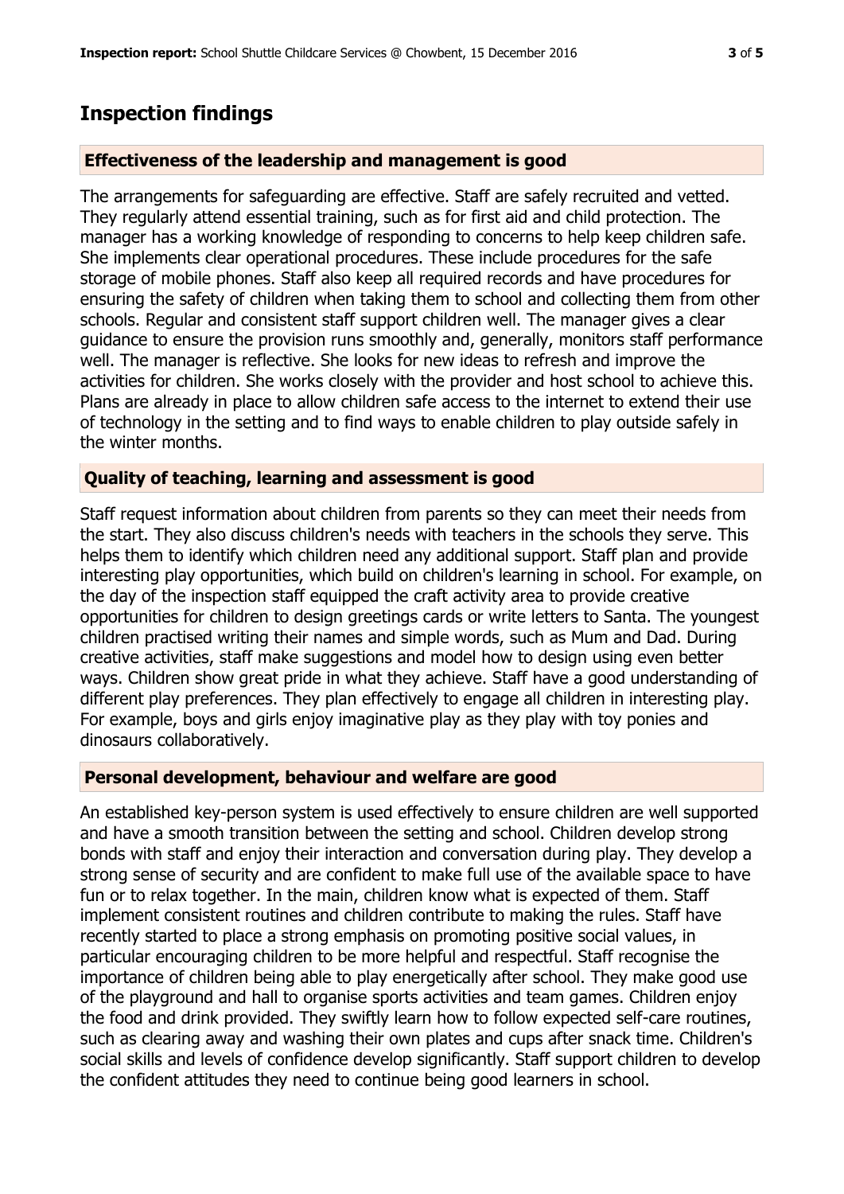## Inspection findings

### Effectiveness of the leadership and management is good

The arrangements for safeguarding are effective. Staff are safely recruited and vetted. They regularly attend essential training, such as for first aid and child protection. The manager has a working knowledge of responding to concerns to help keep children safe. She implements clear operational procedures. These include procedures for the safe storage of mobile phones. Staff also keep all required records and have procedures for ensuring the safety of children when taking them to school and collecting them from other schools. Regular and consistent staff support children well. The manager gives a clear guidance to ensure the provision runs smoothly and, generally, monitors staff performance well. The manager is reflective. She looks for new ideas to refresh and improve the activities for children. She works closely with the provider and host school to achieve this. Plans are already in place to allow children safe access to the internet to extend their use of technology in the setting and to find ways to enable children to play outside safely in the winter months.

### Quality of teaching, learning and assessment is good

Staff request information about children from parents so they can meet their needs from the start. They also discuss children's needs with teachers in the schools they serve. This helps them to identify which children need any additional support. Staff plan and provide interesting play opportunities, which build on children's learning in school. For example, on the day of the inspection staff equipped the craft activity area to provide creative opportunities for children to design greetings cards or write letters to Santa. The youngest children practised writing their names and simple words, such as Mum and Dad. During creative activities, staff make suggestions and model how to design using even better ways. Children show great pride in what they achieve. Staff have a good understanding of different play preferences. They plan effectively to engage all children in interesting play. For example, boys and girls enjoy imaginative play as they play with toy ponies and dinosaurs collaboratively.

### Personal development, behaviour and welfare are good

An established key-person system is used effectively to ensure children are well supported and have a smooth transition between the setting and school. Children develop strong bonds with staff and enjoy their interaction and conversation during play. They develop a strong sense of security and are confident to make full use of the available space to have fun or to relax together. In the main, children know what is expected of them. Staff implement consistent routines and children contribute to making the rules. Staff have recently started to place a strong emphasis on promoting positive social values, in particular encouraging children to be more helpful and respectful. Staff recognise the importance of children being able to play energetically after school. They make good use of the playground and hall to organise sports activities and team games. Children enjoy the food and drink provided. They swiftly learn how to follow expected self-care routines, such as clearing away and washing their own plates and cups after snack time. Children's social skills and levels of confidence develop significantly. Staff support children to develop the confident attitudes they need to continue being good learners in school.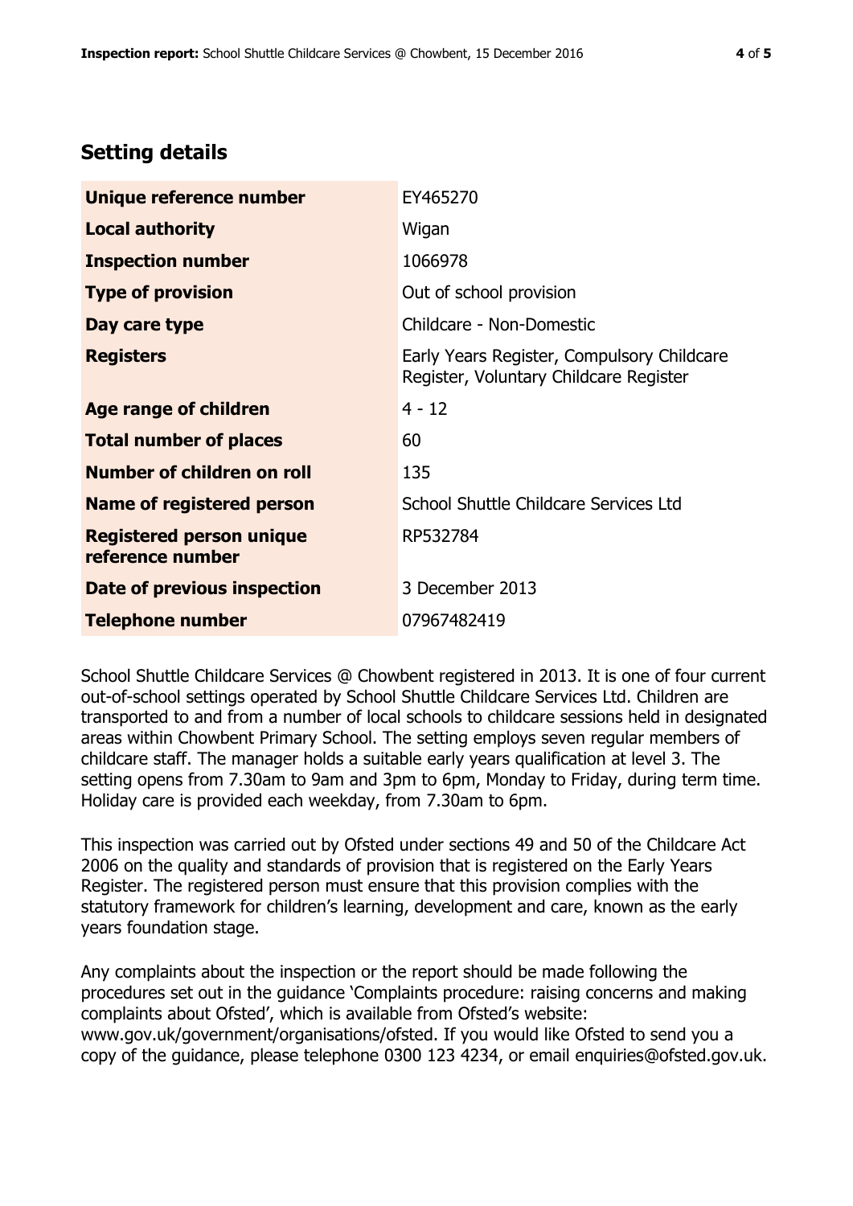## Setting details

| | |
|---|---|
| **Unique reference number** | EY465270 |
| **Local authority** | Wigan |
| **Inspection number** | 1066978 |
| **Type of provision** | Out of school provision |
| **Day care type** | Childcare - Non-Domestic |
| **Registers** | Early Years Register, Compulsory Childcare Register, Voluntary Childcare Register |
| **Age range of children** | 4 - 12 |
| **Total number of places** | 60 |
| **Number of children on roll** | 135 |
| **Name of registered person** | School Shuttle Childcare Services Ltd |
| **Registered person unique reference number** | RP532784 |
| **Date of previous inspection** | 3 December 2013 |
| **Telephone number** | 07967482419 |

School Shuttle Childcare Services @ Chowbent registered in 2013. It is one of four current out-of-school settings operated by School Shuttle Childcare Services Ltd. Children are transported to and from a number of local schools to childcare sessions held in designated areas within Chowbent Primary School. The setting employs seven regular members of childcare staff. The manager holds a suitable early years qualification at level 3. The setting opens from 7.30am to 9am and 3pm to 6pm, Monday to Friday, during term time. Holiday care is provided each weekday, from 7.30am to 6pm.

This inspection was carried out by Ofsted under sections 49 and 50 of the Childcare Act 2006 on the quality and standards of provision that is registered on the Early Years Register. The registered person must ensure that this provision complies with the statutory framework for children's learning, development and care, known as the early years foundation stage.

Any complaints about the inspection or the report should be made following the procedures set out in the guidance 'Complaints procedure: raising concerns and making complaints about Ofsted', which is available from Ofsted's website: www.gov.uk/government/organisations/ofsted. If you would like Ofsted to send you a copy of the guidance, please telephone 0300 123 4234, or email enquiries@ofsted.gov.uk.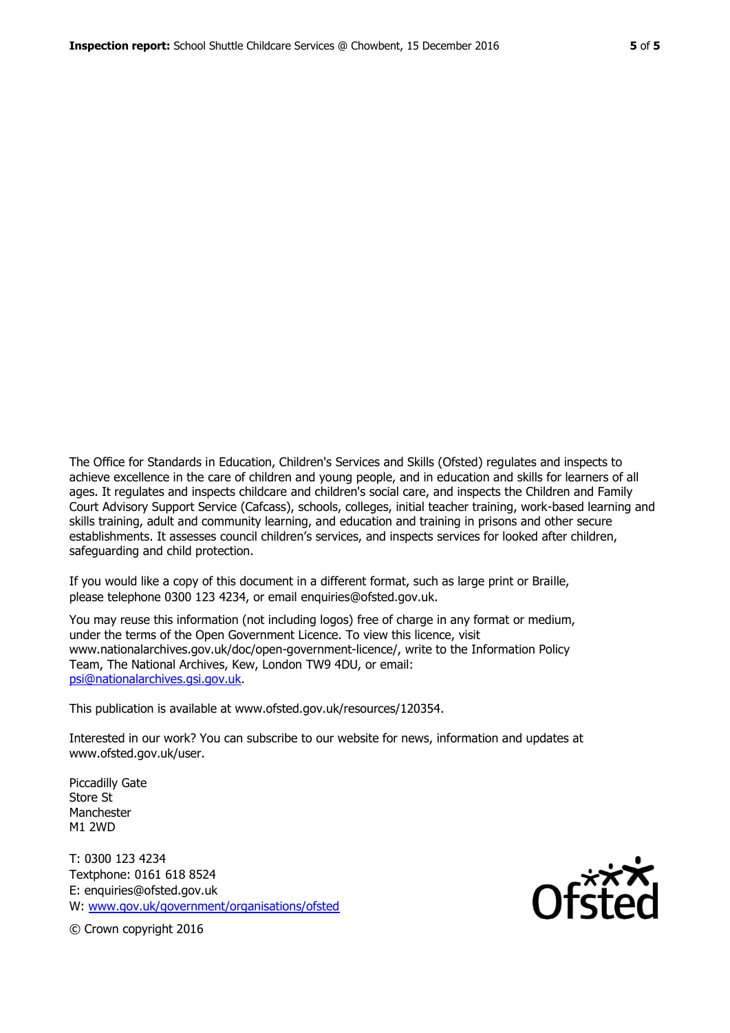The Office for Standards in Education, Children's Services and Skills (Ofsted) regulates and inspects to achieve excellence in the care of children and young people, and in education and skills for learners of all ages. It regulates and inspects childcare and children's social care, and inspects the Children and Family Court Advisory Support Service (Cafcass), schools, colleges, initial teacher training, work-based learning and skills training, adult and community learning, and education and training in prisons and other secure establishments. It assesses council children's services, and inspects services for looked after children, safeguarding and child protection.

If you would like a copy of this document in a different format, such as large print or Braille, please telephone 0300 123 4234, or email enquiries@ofsted.gov.uk.

You may reuse this information (not including logos) free of charge in any format or medium, under the terms of the Open Government Licence. To view this licence, visit www.nationalarchives.gov.uk/doc/open-government-licence/, write to the Information Policy Team, The National Archives, Kew, London TW9 4DU, or email: psi@nationalarchives.gsi.gov.uk.

This publication is available at www.ofsted.gov.uk/resources/120354.

Interested in our work? You can subscribe to our website for news, information and updates at www.ofsted.gov.uk/user.

Piccadilly Gate
Store St
Manchester
M1 2WD

T: 0300 123 4234
Textphone: 0161 618 8524
E: enquiries@ofsted.gov.uk
W: www.gov.uk/government/organisations/ofsted

© Crown copyright 2016